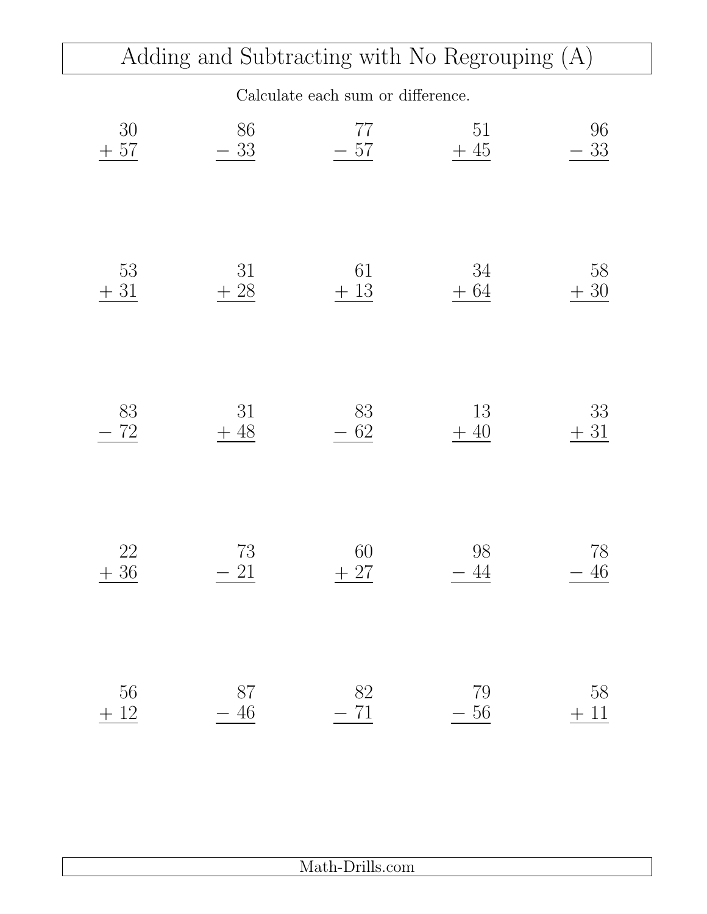# Adding and Subtracting with No Regrouping (A)

Calculate each sum or difference.

| | | | | |
|---|---|---|---|---|
| $30 + 57$ | $86 - 33$ | $77 - 57$ | $51 + 45$ | $96 - 33$ |
| $53 + 31$ | $31 + 28$ | $61 + 13$ | $34 + 64$ | $58 + 30$ |
| $83 - 72$ | $31 + 48$ | $83 - 62$ | $13 + 40$ | $33 + 31$ |
| $22 + 36$ | $73 - 21$ | $60 + 27$ | $98 - 44$ | $78 - 46$ |
| $56 + 12$ | $87 - 46$ | $82 - 71$ | $79 - 56$ | $58 + 11$ |

Math-Drills.com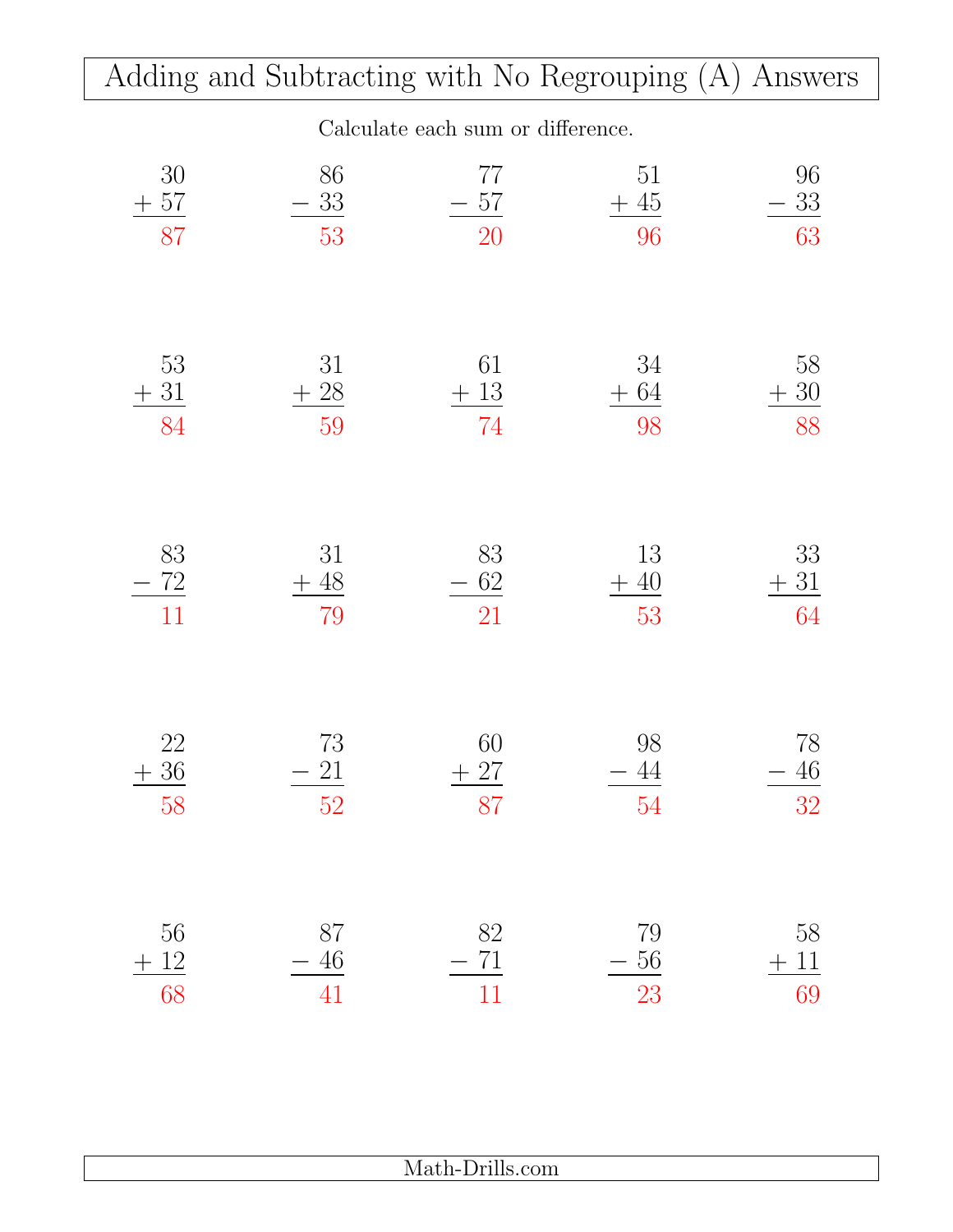# Adding and Subtracting with No Regrouping (A) Answers

Calculate each sum or difference.

| | | | | |
|---|---|---|---|---|
| $30 + 57 = 87$ | $86 - 33 = 53$ | $77 - 57 = 20$ | $51 + 45 = 96$ | $96 - 33 = 63$ |
| $53 + 31 = 84$ | $31 + 28 = 59$ | $61 + 13 = 74$ | $34 + 64 = 98$ | $58 + 30 = 88$ |
| $83 - 72 = 11$ | $31 + 48 = 79$ | $83 - 62 = 21$ | $13 + 40 = 53$ | $33 + 31 = 64$ |
| $22 + 36 = 58$ | $73 - 21 = 52$ | $60 + 27 = 87$ | $98 - 44 = 54$ | $78 - 46 = 32$ |
| $56 + 12 = 68$ | $87 - 46 = 41$ | $82 - 71 = 11$ | $79 - 56 = 23$ | $58 + 11 = 69$ |

Math-Drills.com